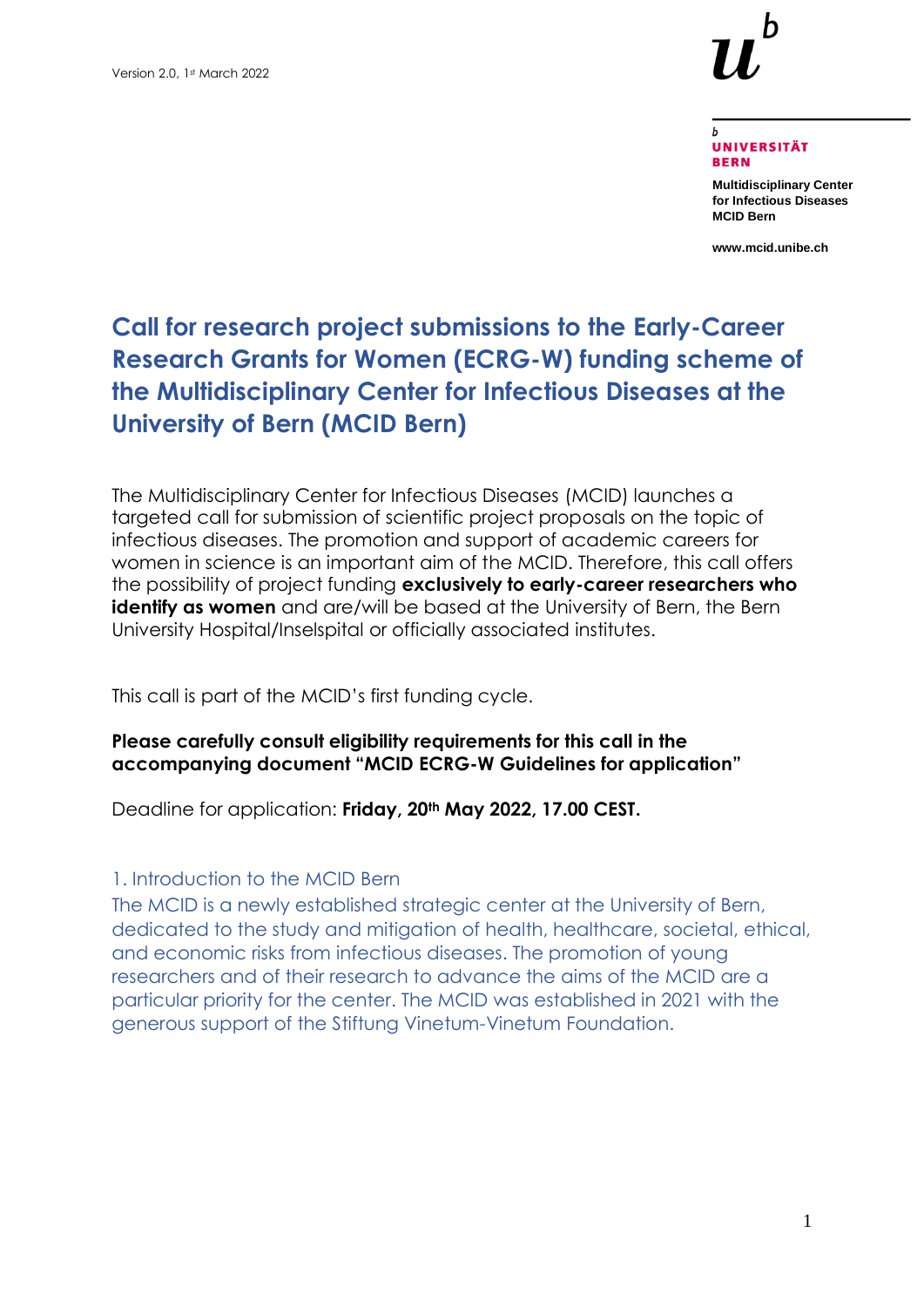Version 2.0, 1st March 2022

UNIVERSITÄT BERN

**Multidisciplinary Center for Infectious Diseases MCID Bern**

**www.mcid.unibe.ch**

# Call for research project submissions to the Early-Career Research Grants for Women (ECRG-W) funding scheme of the Multidisciplinary Center for Infectious Diseases at the University of Bern (MCID Bern)

The Multidisciplinary Center for Infectious Diseases (MCID) launches a targeted call for submission of scientific project proposals on the topic of infectious diseases. The promotion and support of academic careers for women in science is an important aim of the MCID. Therefore, this call offers the possibility of project funding **exclusively to early-career researchers who identify as women** and are/will be based at the University of Bern, the Bern University Hospital/Inselspital or officially associated institutes.

This call is part of the MCID's first funding cycle.

**Please carefully consult eligibility requirements for this call in the accompanying document "MCID ECRG-W Guidelines for application"**

Deadline for application: **Friday, 20th May 2022, 17.00 CEST.**

## 1. Introduction to the MCID Bern

The MCID is a newly established strategic center at the University of Bern, dedicated to the study and mitigation of health, healthcare, societal, ethical, and economic risks from infectious diseases. The promotion of young researchers and of their research to advance the aims of the MCID are a particular priority for the center. The MCID was established in 2021 with the generous support of the Stiftung Vinetum-Vinetum Foundation.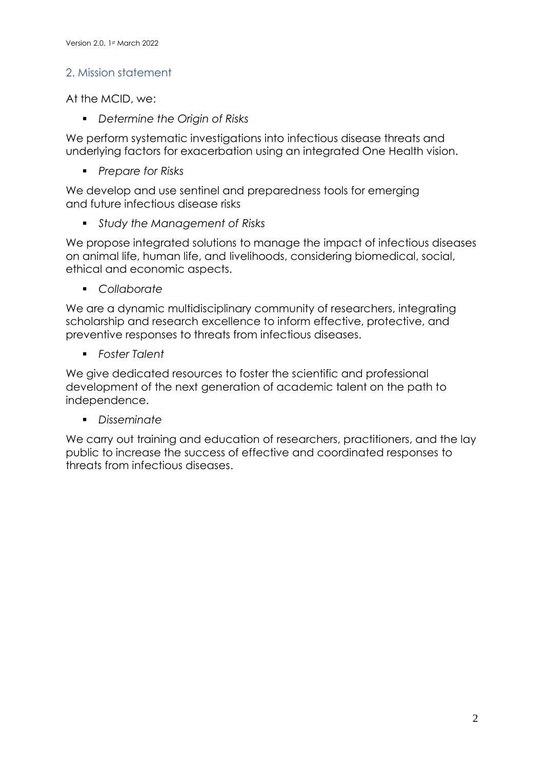## 2. Mission statement

At the MCID, we:

- *Determine the Origin of Risks*

We perform systematic investigations into infectious disease threats and underlying factors for exacerbation using an integrated One Health vision.

- *Prepare for Risks*

We develop and use sentinel and preparedness tools for emerging and future infectious disease risks

- *Study the Management of Risks*

We propose integrated solutions to manage the impact of infectious diseases on animal life, human life, and livelihoods, considering biomedical, social, ethical and economic aspects.

- *Collaborate*

We are a dynamic multidisciplinary community of researchers, integrating scholarship and research excellence to inform effective, protective, and preventive responses to threats from infectious diseases.

- *Foster Talent*

We give dedicated resources to foster the scientific and professional development of the next generation of academic talent on the path to independence.

- *Disseminate*

We carry out training and education of researchers, practitioners, and the lay public to increase the success of effective and coordinated responses to threats from infectious diseases.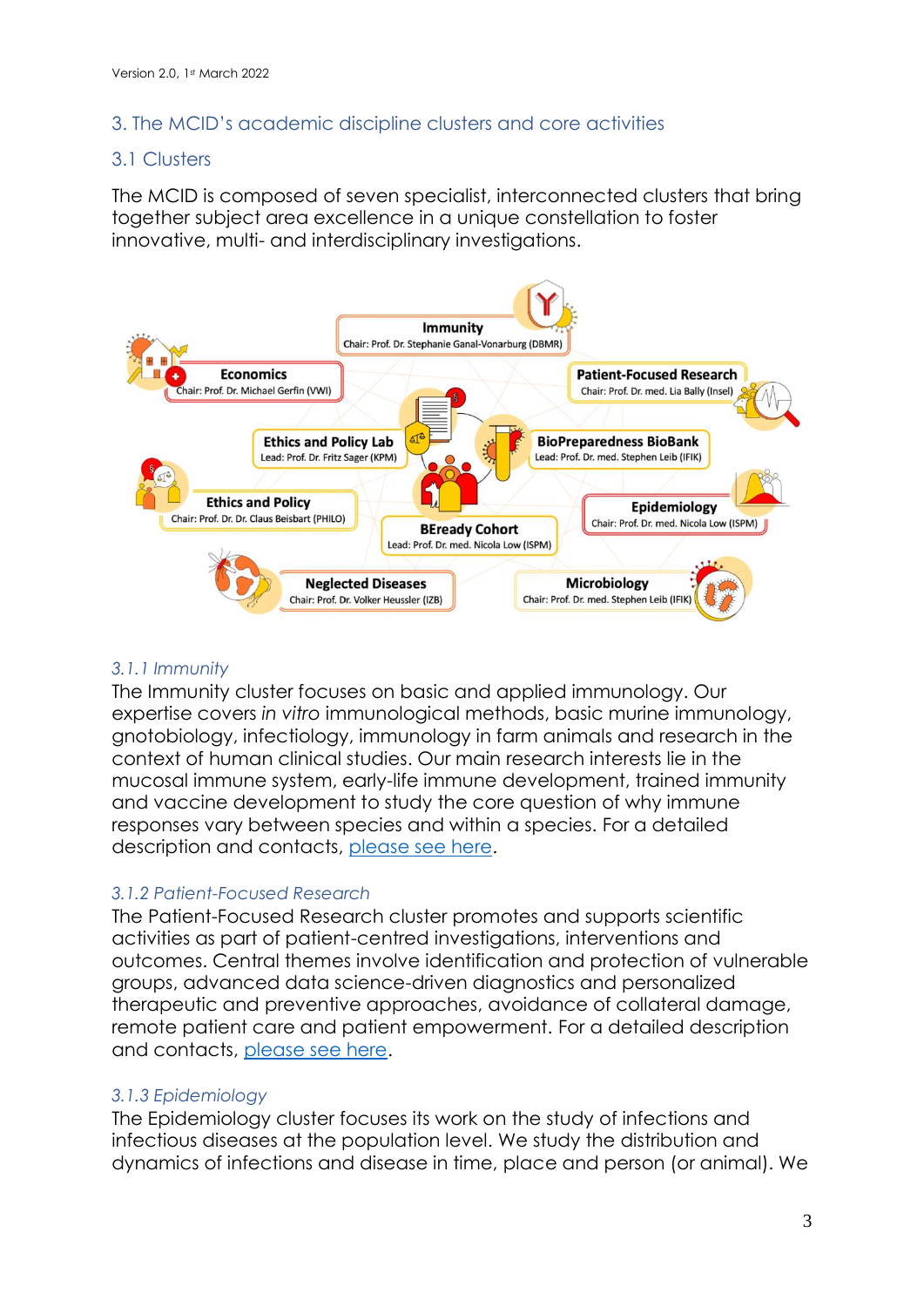## 3. The MCID's academic discipline clusters and core activities

### 3.1 Clusters

The MCID is composed of seven specialist, interconnected clusters that bring together subject area excellence in a unique constellation to foster innovative, multi- and interdisciplinary investigations.

**Immunity**
Chair: Prof. Dr. Stephanie Ganal-Vonarburg (DBMR)

**Economics**
Chair: Prof. Dr. Michael Gerfin (VWI)

**Patient-Focused Research**
Chair: Prof. Dr. med. Lia Bally (Insel)

**Ethics and Policy Lab**
Lead: Prof. Dr. Fritz Sager (KPM)

**BioPreparedness BioBank**
Lead: Prof. Dr. med. Stephen Leib (IFIK)

**Ethics and Policy**
Chair: Prof. Dr. Dr. Claus Beisbart (PHILO)

**BEready Cohort**
Lead: Prof. Dr. med. Nicola Low (ISPM)

**Epidemiology**
Chair: Prof. Dr. med. Nicola Low (ISPM)

**Neglected Diseases**
Chair: Prof. Dr. Volker Heussler (IZB)

**Microbiology**
Chair: Prof. Dr. med. Stephen Leib (IFIK)

#### *3.1.1 Immunity*

The Immunity cluster focuses on basic and applied immunology. Our expertise covers *in vitro* immunological methods, basic murine immunology, gnotobiology, infectiology, immunology in farm animals and research in the context of human clinical studies. Our main research interests lie in the mucosal immune system, early-life immune development, trained immunity and vaccine development to study the core question of why immune responses vary between species and within a species. For a detailed description and contacts, please see here.

#### *3.1.2 Patient-Focused Research*

The Patient-Focused Research cluster promotes and supports scientific activities as part of patient-centred investigations, interventions and outcomes. Central themes involve identification and protection of vulnerable groups, advanced data science-driven diagnostics and personalized therapeutic and preventive approaches, avoidance of collateral damage, remote patient care and patient empowerment. For a detailed description and contacts, please see here.

#### *3.1.3 Epidemiology*

The Epidemiology cluster focuses its work on the study of infections and infectious diseases at the population level. We study the distribution and dynamics of infections and disease in time, place and person (or animal). We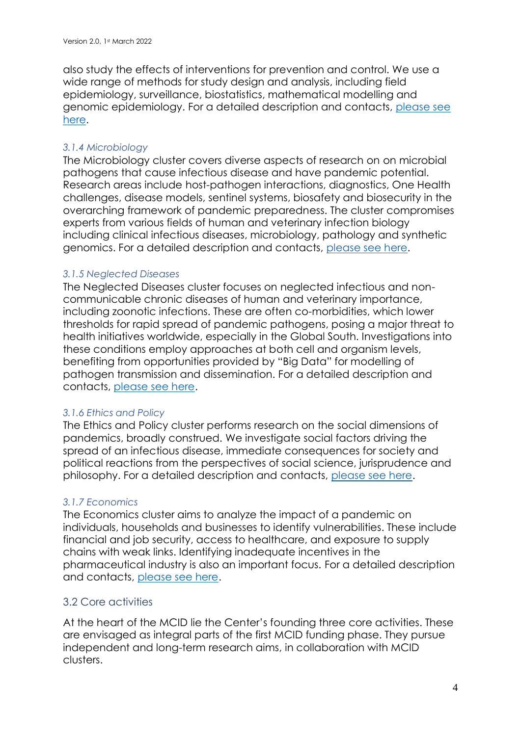also study the effects of interventions for prevention and control. We use a wide range of methods for study design and analysis, including field epidemiology, surveillance, biostatistics, mathematical modelling and genomic epidemiology. For a detailed description and contacts, please see here.

### *3.1.4 Microbiology*

The Microbiology cluster covers diverse aspects of research on on microbial pathogens that cause infectious disease and have pandemic potential. Research areas include host-pathogen interactions, diagnostics, One Health challenges, disease models, sentinel systems, biosafety and biosecurity in the overarching framework of pandemic preparedness. The cluster compromises experts from various fields of human and veterinary infection biology including clinical infectious diseases, microbiology, pathology and synthetic genomics. For a detailed description and contacts, please see here.

### *3.1.5 Neglected Diseases*

The Neglected Diseases cluster focuses on neglected infectious and non-communicable chronic diseases of human and veterinary importance, including zoonotic infections. These are often co-morbidities, which lower thresholds for rapid spread of pandemic pathogens, posing a major threat to health initiatives worldwide, especially in the Global South. Investigations into these conditions employ approaches at both cell and organism levels, benefiting from opportunities provided by "Big Data" for modelling of pathogen transmission and dissemination. For a detailed description and contacts, please see here.

### *3.1.6 Ethics and Policy*

The Ethics and Policy cluster performs research on the social dimensions of pandemics, broadly construed. We investigate social factors driving the spread of an infectious disease, immediate consequences for society and political reactions from the perspectives of social science, jurisprudence and philosophy. For a detailed description and contacts, please see here.

### *3.1.7 Economics*

The Economics cluster aims to analyze the impact of a pandemic on individuals, households and businesses to identify vulnerabilities. These include financial and job security, access to healthcare, and exposure to supply chains with weak links. Identifying inadequate incentives in the pharmaceutical industry is also an important focus. For a detailed description and contacts, please see here.

## 3.2 Core activities

At the heart of the MCID lie the Center's founding three core activities. These are envisaged as integral parts of the first MCID funding phase. They pursue independent and long-term research aims, in collaboration with MCID clusters.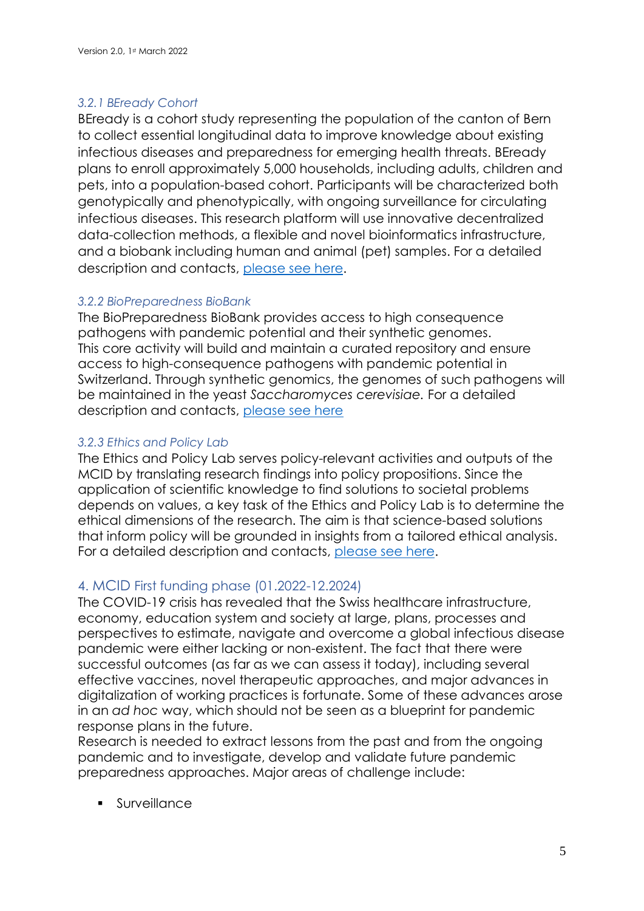#### *3.2.1 BEready Cohort*

BEready is a cohort study representing the population of the canton of Bern to collect essential longitudinal data to improve knowledge about existing infectious diseases and preparedness for emerging health threats. BEready plans to enroll approximately 5,000 households, including adults, children and pets, into a population-based cohort. Participants will be characterized both genotypically and phenotypically, with ongoing surveillance for circulating infectious diseases. This research platform will use innovative decentralized data-collection methods, a flexible and novel bioinformatics infrastructure, and a biobank including human and animal (pet) samples. For a detailed description and contacts, please see here.

#### *3.2.2 BioPreparedness BioBank*

The BioPreparedness BioBank provides access to high consequence pathogens with pandemic potential and their synthetic genomes.
This core activity will build and maintain a curated repository and ensure access to high-consequence pathogens with pandemic potential in Switzerland. Through synthetic genomics, the genomes of such pathogens will be maintained in the yeast *Saccharomyces cerevisiae*. For a detailed description and contacts, please see here

#### *3.2.3 Ethics and Policy Lab*

The Ethics and Policy Lab serves policy-relevant activities and outputs of the MCID by translating research findings into policy propositions. Since the application of scientific knowledge to find solutions to societal problems depends on values, a key task of the Ethics and Policy Lab is to determine the ethical dimensions of the research. The aim is that science-based solutions that inform policy will be grounded in insights from a tailored ethical analysis. For a detailed description and contacts, please see here.

## 4. MCID First funding phase (01.2022-12.2024)

The COVID-19 crisis has revealed that the Swiss healthcare infrastructure, economy, education system and society at large, plans, processes and perspectives to estimate, navigate and overcome a global infectious disease pandemic were either lacking or non-existent. The fact that there were successful outcomes (as far as we can assess it today), including several effective vaccines, novel therapeutic approaches, and major advances in digitalization of working practices is fortunate. Some of these advances arose in an *ad hoc* way, which should not be seen as a blueprint for pandemic response plans in the future.
Research is needed to extract lessons from the past and from the ongoing pandemic and to investigate, develop and validate future pandemic preparedness approaches. Major areas of challenge include:

- Surveillance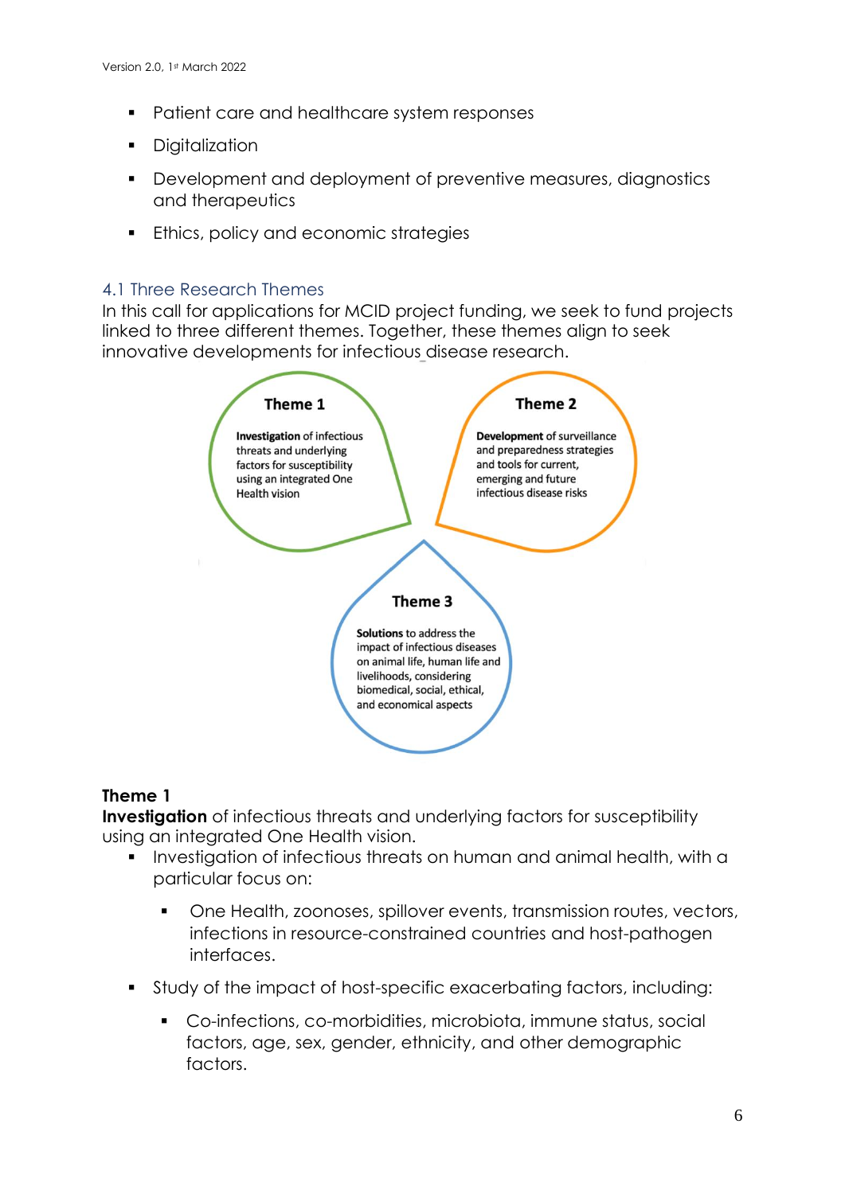- Patient care and healthcare system responses
- Digitalization
- Development and deployment of preventive measures, diagnostics and therapeutics
- Ethics, policy and economic strategies

## 4.1 Three Research Themes

In this call for applications for MCID project funding, we seek to fund projects linked to three different themes. Together, these themes align to seek innovative developments for infectious disease research.

**Theme 1**

**Investigation** of infectious threats and underlying factors for susceptibility using an integrated One Health vision

**Theme 2**

**Development** of surveillance and preparedness strategies and tools for current, emerging and future infectious disease risks

**Theme 3**

**Solutions** to address the impact of infectious diseases on animal life, human life and livelihoods, considering biomedical, social, ethical, and economical aspects

**Theme 1**

**Investigation** of infectious threats and underlying factors for susceptibility using an integrated One Health vision.

- Investigation of infectious threats on human and animal health, with a particular focus on:
  - One Health, zoonoses, spillover events, transmission routes, vectors, infections in resource-constrained countries and host-pathogen interfaces.
- Study of the impact of host-specific exacerbating factors, including:
  - Co-infections, co-morbidities, microbiota, immune status, social factors, age, sex, gender, ethnicity, and other demographic factors.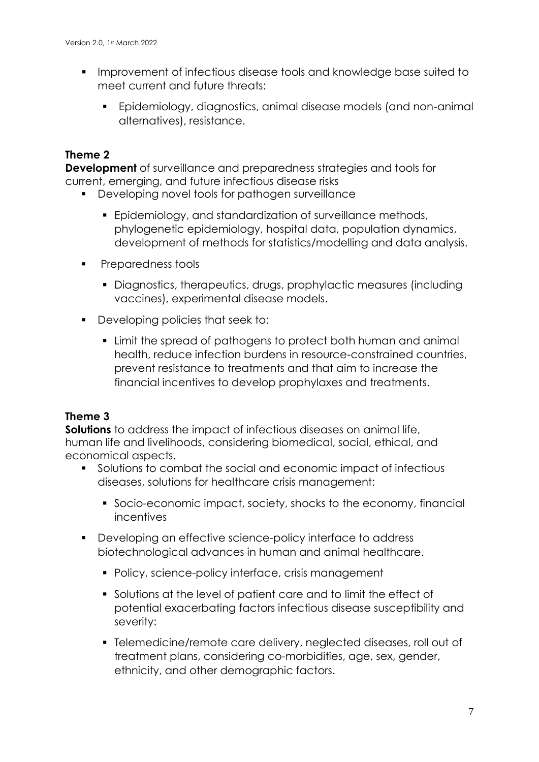- Improvement of infectious disease tools and knowledge base suited to meet current and future threats:
  - Epidemiology, diagnostics, animal disease models (and non-animal alternatives), resistance.

**Theme 2**

**Development** of surveillance and preparedness strategies and tools for current, emerging, and future infectious disease risks

- Developing novel tools for pathogen surveillance
  - Epidemiology, and standardization of surveillance methods, phylogenetic epidemiology, hospital data, population dynamics, development of methods for statistics/modelling and data analysis.
- Preparedness tools
  - Diagnostics, therapeutics, drugs, prophylactic measures (including vaccines), experimental disease models.
- Developing policies that seek to:
  - Limit the spread of pathogens to protect both human and animal health, reduce infection burdens in resource-constrained countries, prevent resistance to treatments and that aim to increase the financial incentives to develop prophylaxes and treatments.

**Theme 3**

**Solutions** to address the impact of infectious diseases on animal life, human life and livelihoods, considering biomedical, social, ethical, and economical aspects.

- Solutions to combat the social and economic impact of infectious diseases, solutions for healthcare crisis management:
  - Socio-economic impact, society, shocks to the economy, financial incentives
- Developing an effective science-policy interface to address biotechnological advances in human and animal healthcare.
  - Policy, science-policy interface, crisis management
  - Solutions at the level of patient care and to limit the effect of potential exacerbating factors infectious disease susceptibility and severity:
  - Telemedicine/remote care delivery, neglected diseases, roll out of treatment plans, considering co-morbidities, age, sex, gender, ethnicity, and other demographic factors.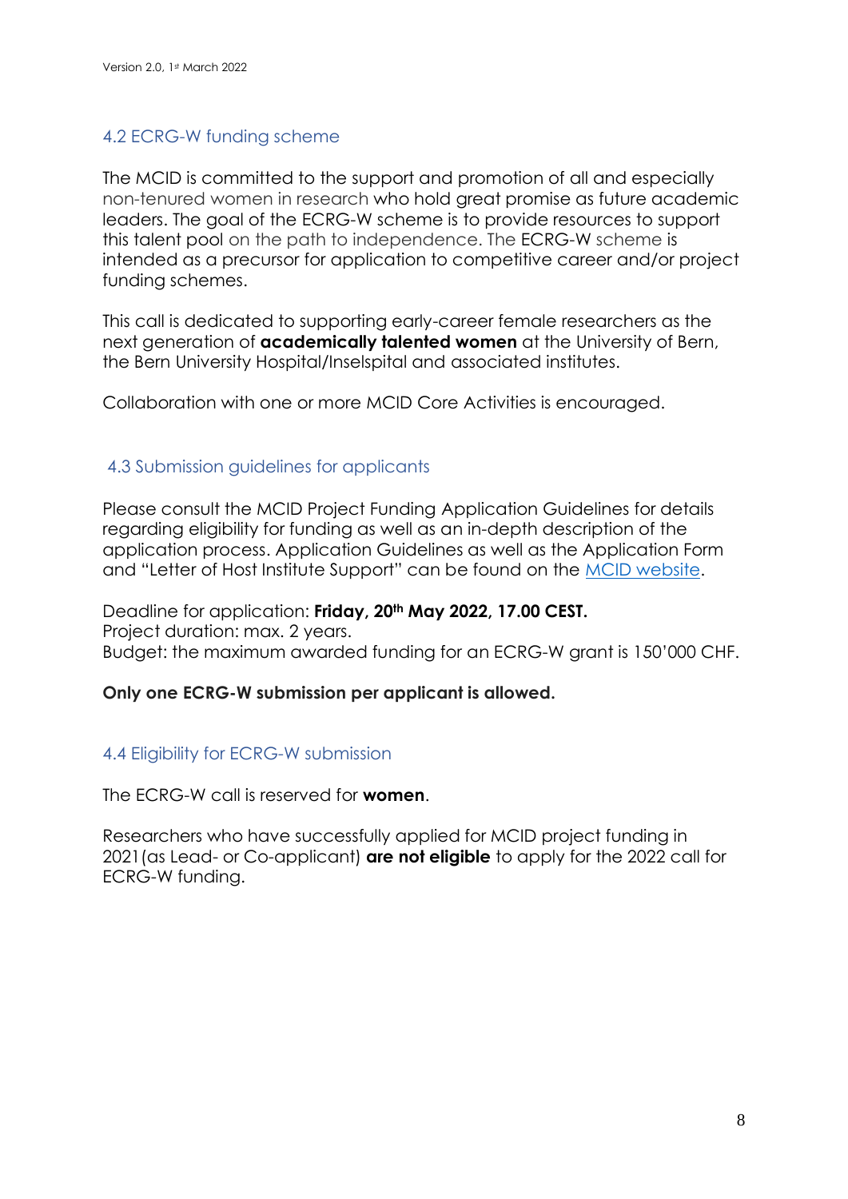## 4.2 ECRG-W funding scheme

The MCID is committed to the support and promotion of all and especially non-tenured women in research who hold great promise as future academic leaders. The goal of the ECRG-W scheme is to provide resources to support this talent pool on the path to independence. The ECRG-W scheme is intended as a precursor for application to competitive career and/or project funding schemes.

This call is dedicated to supporting early-career female researchers as the next generation of **academically talented women** at the University of Bern, the Bern University Hospital/Inselspital and associated institutes.

Collaboration with one or more MCID Core Activities is encouraged.

## 4.3 Submission guidelines for applicants

Please consult the MCID Project Funding Application Guidelines for details regarding eligibility for funding as well as an in-depth description of the application process. Application Guidelines as well as the Application Form and "Letter of Host Institute Support" can be found on the MCID website.

Deadline for application: **Friday, 20th May 2022, 17.00 CEST.**
Project duration: max. 2 years.
Budget: the maximum awarded funding for an ECRG-W grant is 150'000 CHF.

**Only one ECRG-W submission per applicant is allowed.**

## 4.4 Eligibility for ECRG-W submission

The ECRG-W call is reserved for **women**.

Researchers who have successfully applied for MCID project funding in 2021 (as Lead- or Co-applicant) **are not eligible** to apply for the 2022 call for ECRG-W funding.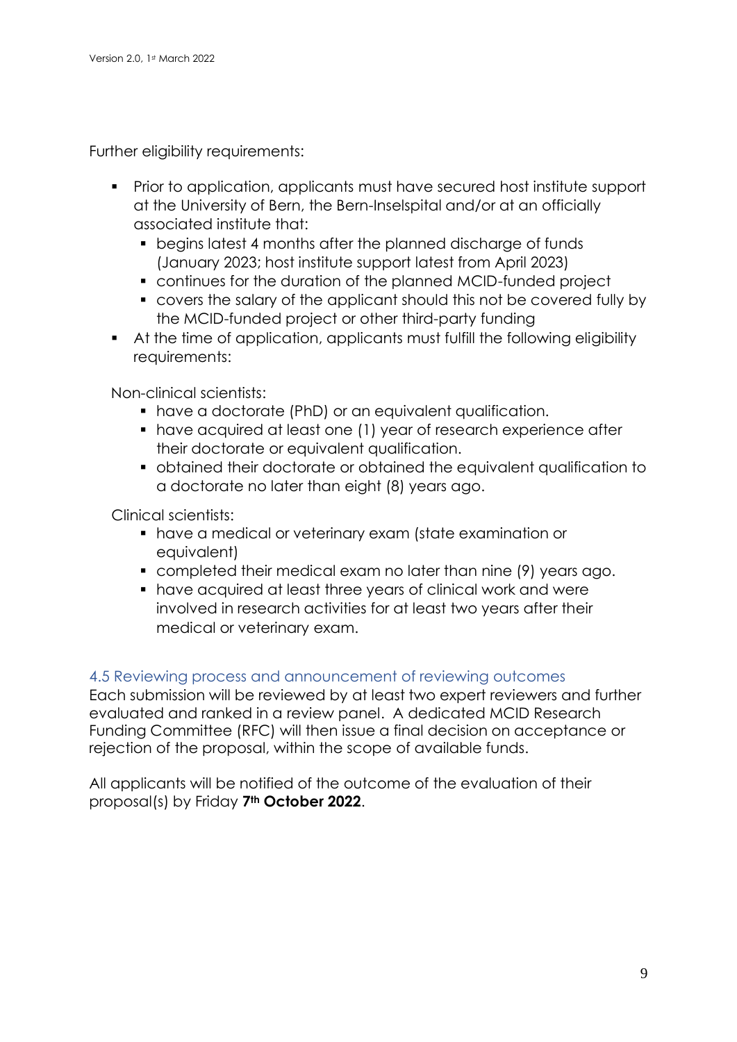Further eligibility requirements:

- Prior to application, applicants must have secured host institute support at the University of Bern, the Bern-Inselspital and/or at an officially associated institute that:
  - begins latest 4 months after the planned discharge of funds (January 2023; host institute support latest from April 2023)
  - continues for the duration of the planned MCID-funded project
  - covers the salary of the applicant should this not be covered fully by the MCID-funded project or other third-party funding
- At the time of application, applicants must fulfill the following eligibility requirements:

Non-clinical scientists:

- have a doctorate (PhD) or an equivalent qualification.
- have acquired at least one (1) year of research experience after their doctorate or equivalent qualification.
- obtained their doctorate or obtained the equivalent qualification to a doctorate no later than eight (8) years ago.

Clinical scientists:

- have a medical or veterinary exam (state examination or equivalent)
- completed their medical exam no later than nine (9) years ago.
- have acquired at least three years of clinical work and were involved in research activities for at least two years after their medical or veterinary exam.

### 4.5 Reviewing process and announcement of reviewing outcomes

Each submission will be reviewed by at least two expert reviewers and further evaluated and ranked in a review panel. A dedicated MCID Research Funding Committee (RFC) will then issue a final decision on acceptance or rejection of the proposal, within the scope of available funds.

All applicants will be notified of the outcome of the evaluation of their proposal(s) by Friday **7th October 2022**.